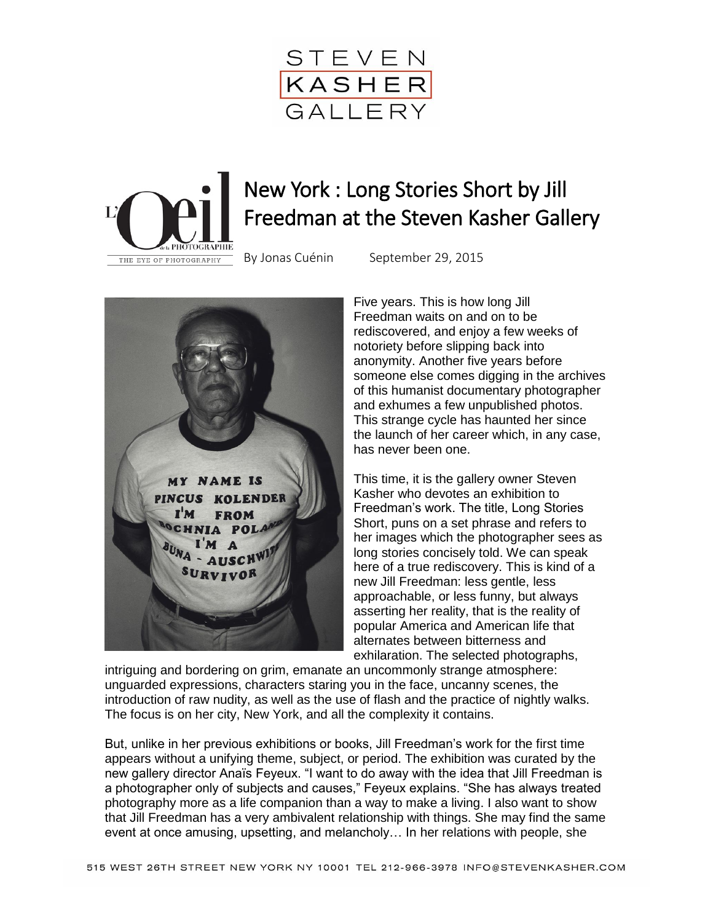# New York : Long Stories Short by Jill Freedman at the Steven Kasher Gallery

By Jonas Cuénin September 29, 2015

Five years. This is how long Jill Freedman waits on and on to be rediscovered, and enjoy a few weeks of notoriety before slipping back into anonymity. Another five years before someone else comes digging in the archives of this humanist documentary photographer and exhumes a few unpublished photos. This strange cycle has haunted her since the launch of her career which, in any case, has never been one.

This time, it is the gallery owner Steven Kasher who devotes an exhibition to Freedman's work. The title, Long Stories Short, puns on a set phrase and refers to her images which the photographer sees as long stories concisely told. We can speak here of a true rediscovery. This is kind of a new Jill Freedman: less gentle, less approachable, or less funny, but always asserting her reality, that is the reality of popular America and American life that alternates between bitterness and exhilaration. The selected photographs, intriguing and bordering on grim, emanate an uncommonly strange atmosphere: unguarded expressions, characters staring you in the face, uncanny scenes, the introduction of raw nudity, as well as the use of flash and the practice of nightly walks. The focus is on her city, New York, and all the complexity it contains.

But, unlike in her previous exhibitions or books, Jill Freedman's work for the first time appears without a unifying theme, subject, or period. The exhibition was curated by the new gallery director Anaïs Feyeux. "I want to do away with the idea that Jill Freedman is a photographer only of subjects and causes," Feyeux explains. "She has always treated photography more as a life companion than a way to make a living. I also want to show that Jill Freedman has a very ambivalent relationship with things. She may find the same event at once amusing, upsetting, and melancholy… In her relations with people, she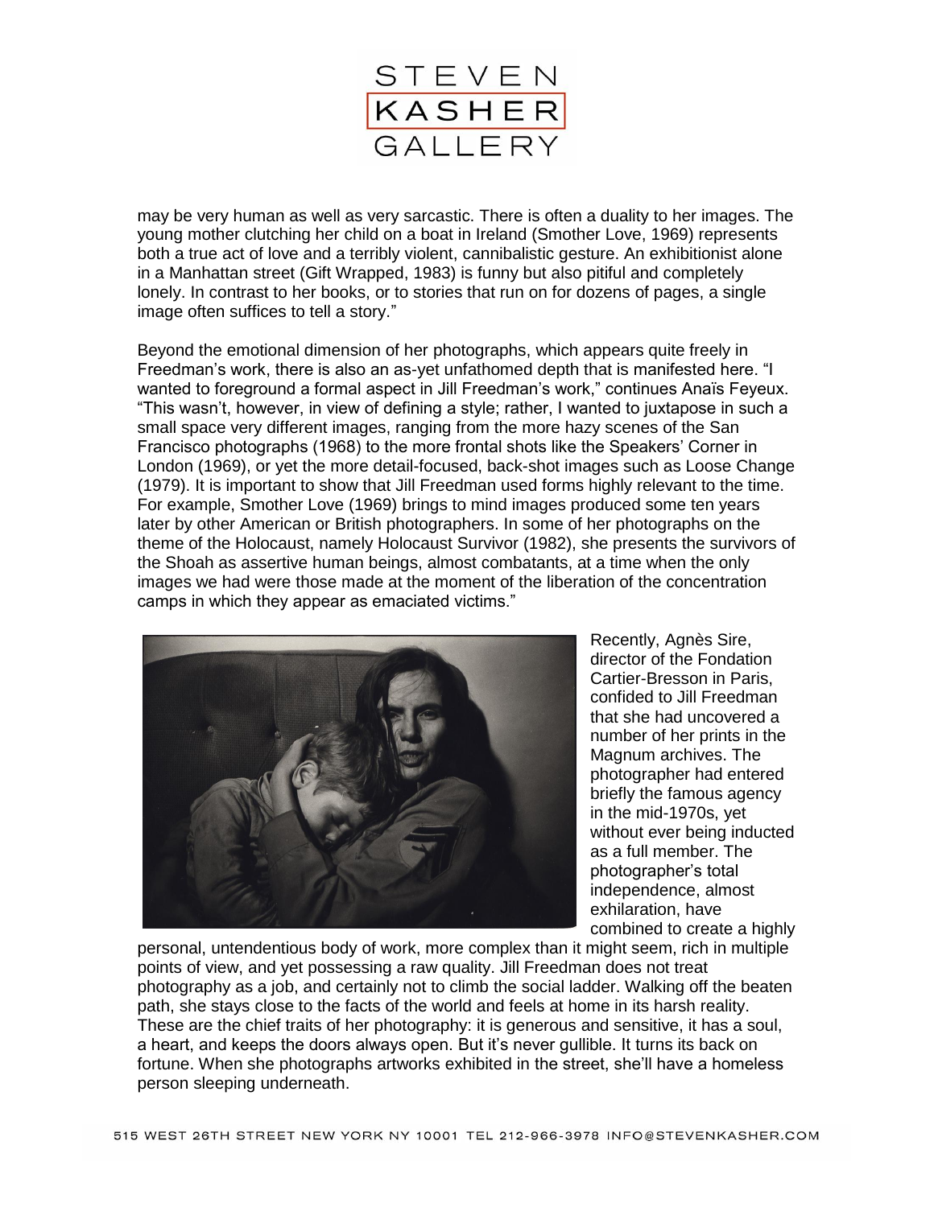may be very human as well as very sarcastic. There is often a duality to her images. The young mother clutching her child on a boat in Ireland (Smother Love, 1969) represents both a true act of love and a terribly violent, cannibalistic gesture. An exhibitionist alone in a Manhattan street (Gift Wrapped, 1983) is funny but also pitiful and completely lonely. In contrast to her books, or to stories that run on for dozens of pages, a single image often suffices to tell a story."

Beyond the emotional dimension of her photographs, which appears quite freely in Freedman's work, there is also an as-yet unfathomed depth that is manifested here. "I wanted to foreground a formal aspect in Jill Freedman's work," continues Anaïs Feyeux. "This wasn't, however, in view of defining a style; rather, I wanted to juxtapose in such a small space very different images, ranging from the more hazy scenes of the San Francisco photographs (1968) to the more frontal shots like the Speakers' Corner in London (1969), or yet the more detail-focused, back-shot images such as Loose Change (1979). It is important to show that Jill Freedman used forms highly relevant to the time. For example, Smother Love (1969) brings to mind images produced some ten years later by other American or British photographers. In some of her photographs on the theme of the Holocaust, namely Holocaust Survivor (1982), she presents the survivors of the Shoah as assertive human beings, almost combatants, at a time when the only images we had were those made at the moment of the liberation of the concentration camps in which they appear as emaciated victims."

Recently, Agnès Sire, director of the Fondation Cartier-Bresson in Paris, confided to Jill Freedman that she had uncovered a number of her prints in the Magnum archives. The photographer had entered briefly the famous agency in the mid-1970s, yet without ever being inducted as a full member. The photographer's total independence, almost exhilaration, have combined to create a highly personal, untendentious body of work, more complex than it might seem, rich in multiple points of view, and yet possessing a raw quality. Jill Freedman does not treat photography as a job, and certainly not to climb the social ladder. Walking off the beaten path, she stays close to the facts of the world and feels at home in its harsh reality. These are the chief traits of her photography: it is generous and sensitive, it has a soul, a heart, and keeps the doors always open. But it's never gullible. It turns its back on fortune. When she photographs artworks exhibited in the street, she'll have a homeless person sleeping underneath.